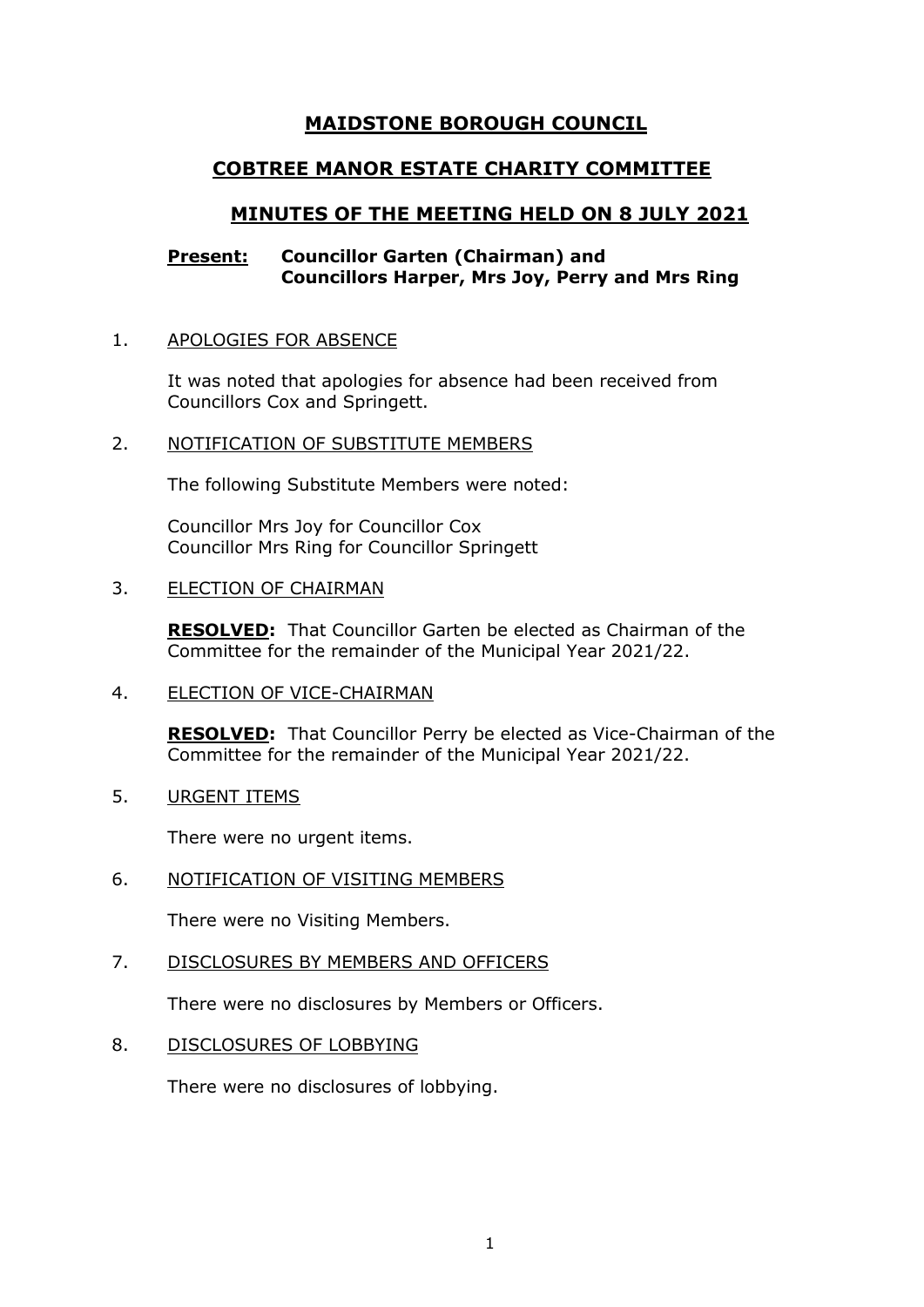# MAIDSTONE BOROUGH COUNCIL

## COBTREE MANOR ESTATE CHARITY COMMITTEE

## MINUTES OF THE MEETING HELD ON 8 JULY 2021

**Present:** **Councillor Garten (Chairman) and Councillors Harper, Mrs Joy, Perry and Mrs Ring**

1. APOLOGIES FOR ABSENCE

   It was noted that apologies for absence had been received from Councillors Cox and Springett.

2. NOTIFICATION OF SUBSTITUTE MEMBERS

   The following Substitute Members were noted:

   Councillor Mrs Joy for Councillor Cox
   Councillor Mrs Ring for Councillor Springett

3. ELECTION OF CHAIRMAN

   **RESOLVED:** That Councillor Garten be elected as Chairman of the Committee for the remainder of the Municipal Year 2021/22.

4. ELECTION OF VICE-CHAIRMAN

   **RESOLVED:** That Councillor Perry be elected as Vice-Chairman of the Committee for the remainder of the Municipal Year 2021/22.

5. URGENT ITEMS

   There were no urgent items.

6. NOTIFICATION OF VISITING MEMBERS

   There were no Visiting Members.

7. DISCLOSURES BY MEMBERS AND OFFICERS

   There were no disclosures by Members or Officers.

8. DISCLOSURES OF LOBBYING

   There were no disclosures of lobbying.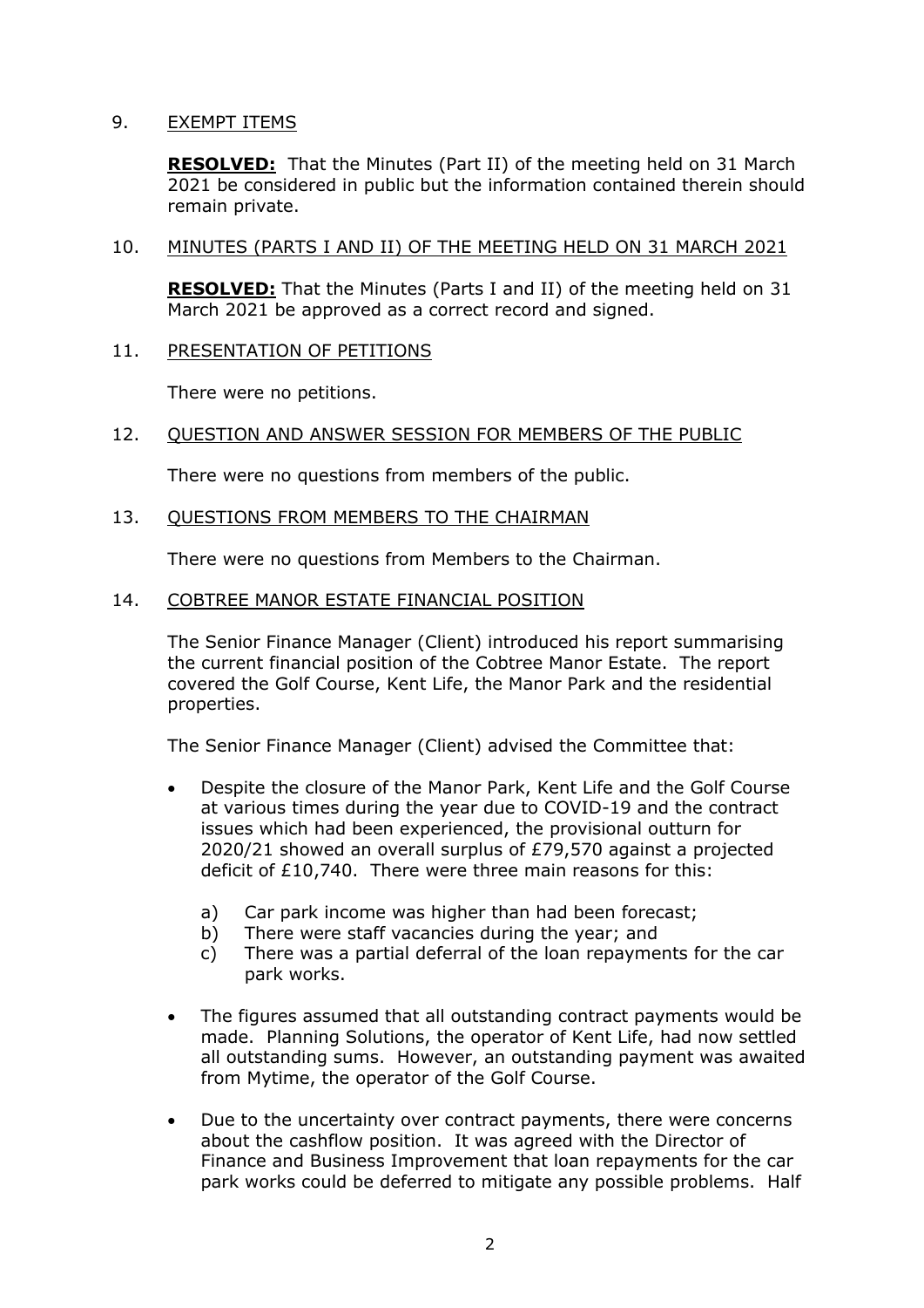9. EXEMPT ITEMS

**RESOLVED:** That the Minutes (Part II) of the meeting held on 31 March 2021 be considered in public but the information contained therein should remain private.

10. MINUTES (PARTS I AND II) OF THE MEETING HELD ON 31 MARCH 2021

**RESOLVED:** That the Minutes (Parts I and II) of the meeting held on 31 March 2021 be approved as a correct record and signed.

11. PRESENTATION OF PETITIONS

There were no petitions.

12. QUESTION AND ANSWER SESSION FOR MEMBERS OF THE PUBLIC

There were no questions from members of the public.

13. QUESTIONS FROM MEMBERS TO THE CHAIRMAN

There were no questions from Members to the Chairman.

14. COBTREE MANOR ESTATE FINANCIAL POSITION

The Senior Finance Manager (Client) introduced his report summarising the current financial position of the Cobtree Manor Estate. The report covered the Golf Course, Kent Life, the Manor Park and the residential properties.

The Senior Finance Manager (Client) advised the Committee that:

- Despite the closure of the Manor Park, Kent Life and the Golf Course at various times during the year due to COVID-19 and the contract issues which had been experienced, the provisional outturn for 2020/21 showed an overall surplus of £79,570 against a projected deficit of £10,740. There were three main reasons for this:

  a) Car park income was higher than had been forecast;
  b) There were staff vacancies during the year; and
  c) There was a partial deferral of the loan repayments for the car park works.

- The figures assumed that all outstanding contract payments would be made. Planning Solutions, the operator of Kent Life, had now settled all outstanding sums. However, an outstanding payment was awaited from Mytime, the operator of the Golf Course.

- Due to the uncertainty over contract payments, there were concerns about the cashflow position. It was agreed with the Director of Finance and Business Improvement that loan repayments for the car park works could be deferred to mitigate any possible problems. Half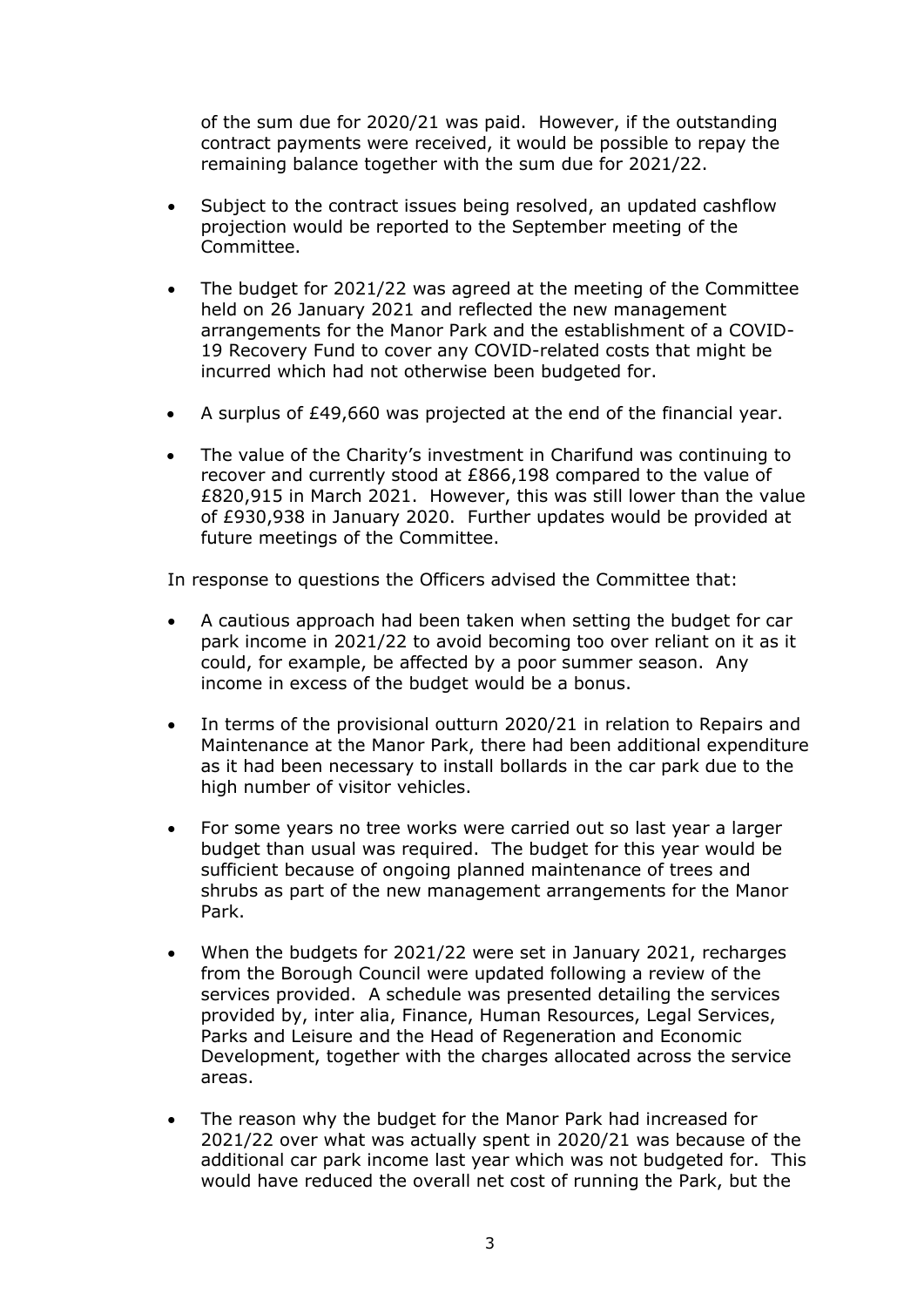of the sum due for 2020/21 was paid. However, if the outstanding contract payments were received, it would be possible to repay the remaining balance together with the sum due for 2021/22.

- Subject to the contract issues being resolved, an updated cashflow projection would be reported to the September meeting of the Committee.
- The budget for 2021/22 was agreed at the meeting of the Committee held on 26 January 2021 and reflected the new management arrangements for the Manor Park and the establishment of a COVID-19 Recovery Fund to cover any COVID-related costs that might be incurred which had not otherwise been budgeted for.
- A surplus of £49,660 was projected at the end of the financial year.
- The value of the Charity's investment in Charifund was continuing to recover and currently stood at £866,198 compared to the value of £820,915 in March 2021. However, this was still lower than the value of £930,938 in January 2020. Further updates would be provided at future meetings of the Committee.

In response to questions the Officers advised the Committee that:

- A cautious approach had been taken when setting the budget for car park income in 2021/22 to avoid becoming too over reliant on it as it could, for example, be affected by a poor summer season. Any income in excess of the budget would be a bonus.
- In terms of the provisional outturn 2020/21 in relation to Repairs and Maintenance at the Manor Park, there had been additional expenditure as it had been necessary to install bollards in the car park due to the high number of visitor vehicles.
- For some years no tree works were carried out so last year a larger budget than usual was required. The budget for this year would be sufficient because of ongoing planned maintenance of trees and shrubs as part of the new management arrangements for the Manor Park.
- When the budgets for 2021/22 were set in January 2021, recharges from the Borough Council were updated following a review of the services provided. A schedule was presented detailing the services provided by, inter alia, Finance, Human Resources, Legal Services, Parks and Leisure and the Head of Regeneration and Economic Development, together with the charges allocated across the service areas.
- The reason why the budget for the Manor Park had increased for 2021/22 over what was actually spent in 2020/21 was because of the additional car park income last year which was not budgeted for. This would have reduced the overall net cost of running the Park, but the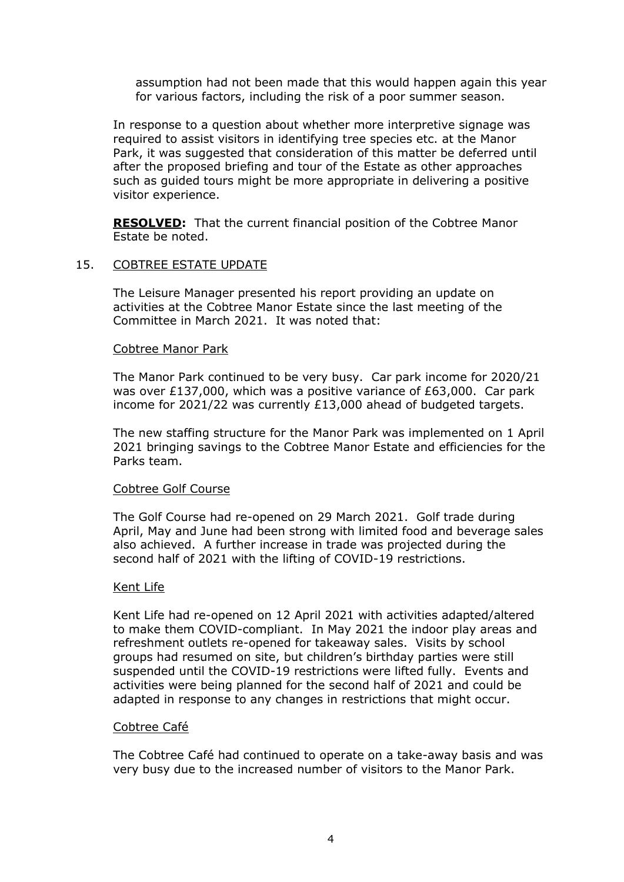assumption had not been made that this would happen again this year for various factors, including the risk of a poor summer season.

In response to a question about whether more interpretive signage was required to assist visitors in identifying tree species etc. at the Manor Park, it was suggested that consideration of this matter be deferred until after the proposed briefing and tour of the Estate as other approaches such as guided tours might be more appropriate in delivering a positive visitor experience.

**RESOLVED:** That the current financial position of the Cobtree Manor Estate be noted.

15. COBTREE ESTATE UPDATE

The Leisure Manager presented his report providing an update on activities at the Cobtree Manor Estate since the last meeting of the Committee in March 2021. It was noted that:

Cobtree Manor Park

The Manor Park continued to be very busy. Car park income for 2020/21 was over £137,000, which was a positive variance of £63,000. Car park income for 2021/22 was currently £13,000 ahead of budgeted targets.

The new staffing structure for the Manor Park was implemented on 1 April 2021 bringing savings to the Cobtree Manor Estate and efficiencies for the Parks team.

Cobtree Golf Course

The Golf Course had re-opened on 29 March 2021. Golf trade during April, May and June had been strong with limited food and beverage sales also achieved. A further increase in trade was projected during the second half of 2021 with the lifting of COVID-19 restrictions.

Kent Life

Kent Life had re-opened on 12 April 2021 with activities adapted/altered to make them COVID-compliant. In May 2021 the indoor play areas and refreshment outlets re-opened for takeaway sales. Visits by school groups had resumed on site, but children's birthday parties were still suspended until the COVID-19 restrictions were lifted fully. Events and activities were being planned for the second half of 2021 and could be adapted in response to any changes in restrictions that might occur.

Cobtree Café

The Cobtree Café had continued to operate on a take-away basis and was very busy due to the increased number of visitors to the Manor Park.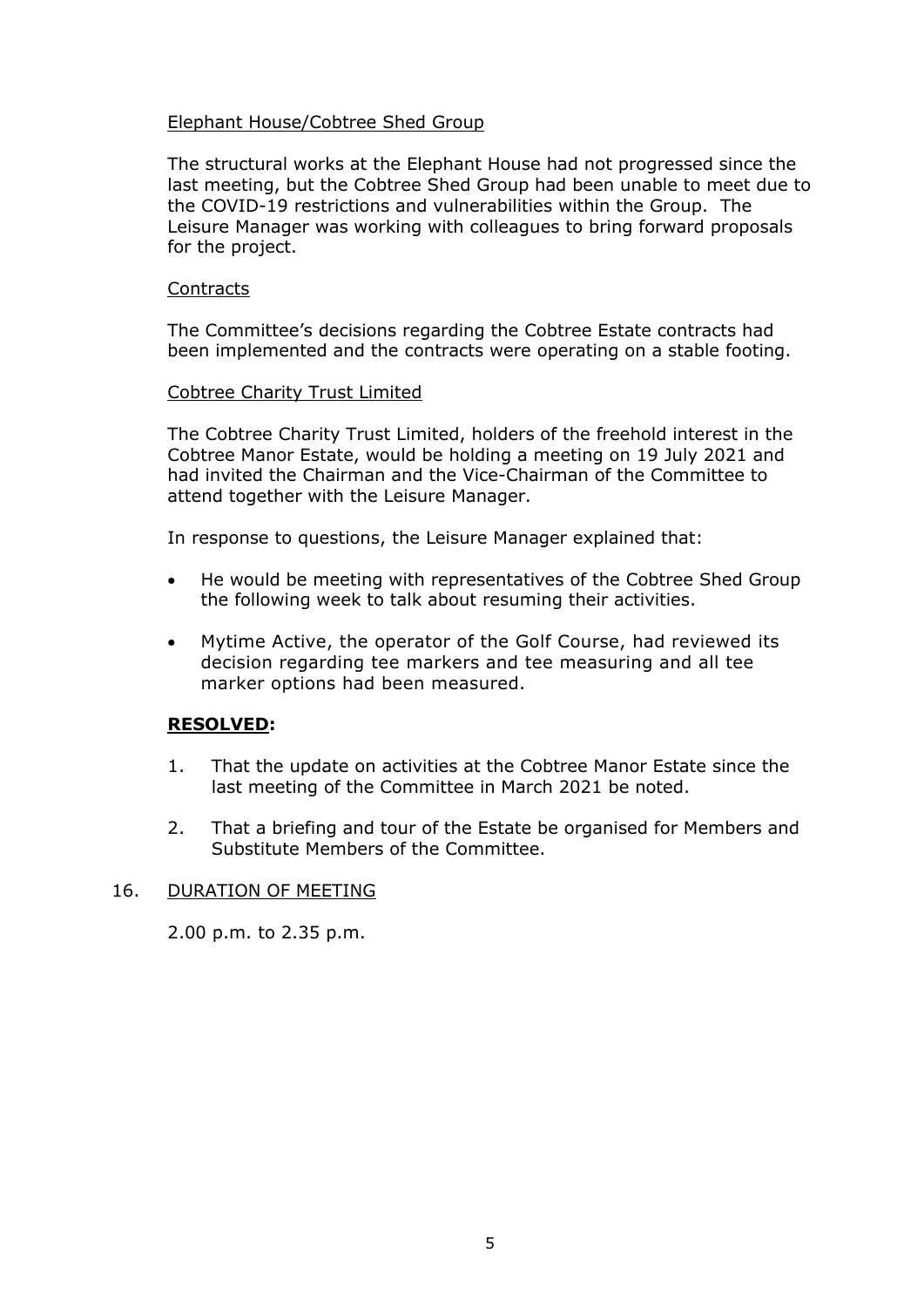Elephant House/Cobtree Shed Group

The structural works at the Elephant House had not progressed since the last meeting, but the Cobtree Shed Group had been unable to meet due to the COVID-19 restrictions and vulnerabilities within the Group. The Leisure Manager was working with colleagues to bring forward proposals for the project.

Contracts

The Committee's decisions regarding the Cobtree Estate contracts had been implemented and the contracts were operating on a stable footing.

Cobtree Charity Trust Limited

The Cobtree Charity Trust Limited, holders of the freehold interest in the Cobtree Manor Estate, would be holding a meeting on 19 July 2021 and had invited the Chairman and the Vice-Chairman of the Committee to attend together with the Leisure Manager.

In response to questions, the Leisure Manager explained that:

- He would be meeting with representatives of the Cobtree Shed Group the following week to talk about resuming their activities.
- Mytime Active, the operator of the Golf Course, had reviewed its decision regarding tee markers and tee measuring and all tee marker options had been measured.

**RESOLVED:**

1. That the update on activities at the Cobtree Manor Estate since the last meeting of the Committee in March 2021 be noted.
2. That a briefing and tour of the Estate be organised for Members and Substitute Members of the Committee.

16. DURATION OF MEETING

2.00 p.m. to 2.35 p.m.